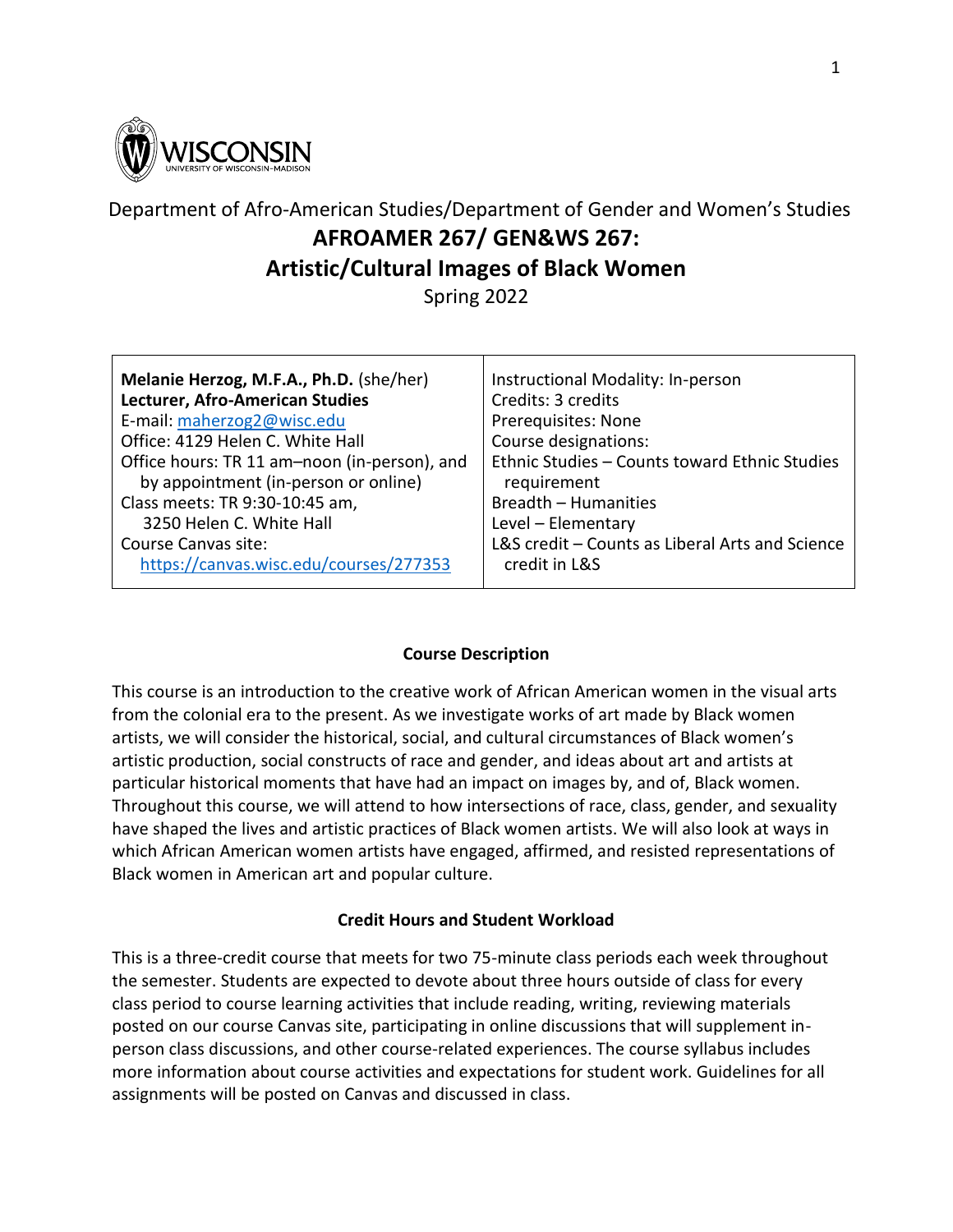WISCONSIN
UNIVERSITY OF WISCONSIN–MADISON

Department of Afro-American Studies/Department of Gender and Women's Studies

# AFROAMER 267/ GEN&WS 267:
# Artistic/Cultural Images of Black Women

Spring 2022

| **Melanie Herzog, M.F.A., Ph.D.** (she/her)<br>**Lecturer, Afro-American Studies**<br>E-mail: maherzog2@wisc.edu<br>Office: 4129 Helen C. White Hall<br>Office hours: TR 11 am–noon (in-person), and by appointment (in-person or online)<br>Class meets: TR 9:30-10:45 am, 3250 Helen C. White Hall<br>Course Canvas site: https://canvas.wisc.edu/courses/277353 | Instructional Modality: In-person<br>Credits: 3 credits<br>Prerequisites: None<br>Course designations:<br>Ethnic Studies – Counts toward Ethnic Studies requirement<br>Breadth – Humanities<br>Level – Elementary<br>L&S credit – Counts as Liberal Arts and Science credit in L&S |
|---|---|

## Course Description

This course is an introduction to the creative work of African American women in the visual arts from the colonial era to the present. As we investigate works of art made by Black women artists, we will consider the historical, social, and cultural circumstances of Black women's artistic production, social constructs of race and gender, and ideas about art and artists at particular historical moments that have had an impact on images by, and of, Black women. Throughout this course, we will attend to how intersections of race, class, gender, and sexuality have shaped the lives and artistic practices of Black women artists. We will also look at ways in which African American women artists have engaged, affirmed, and resisted representations of Black women in American art and popular culture.

## Credit Hours and Student Workload

This is a three-credit course that meets for two 75-minute class periods each week throughout the semester. Students are expected to devote about three hours outside of class for every class period to course learning activities that include reading, writing, reviewing materials posted on our course Canvas site, participating in online discussions that will supplement in-person class discussions, and other course-related experiences. The course syllabus includes more information about course activities and expectations for student work. Guidelines for all assignments will be posted on Canvas and discussed in class.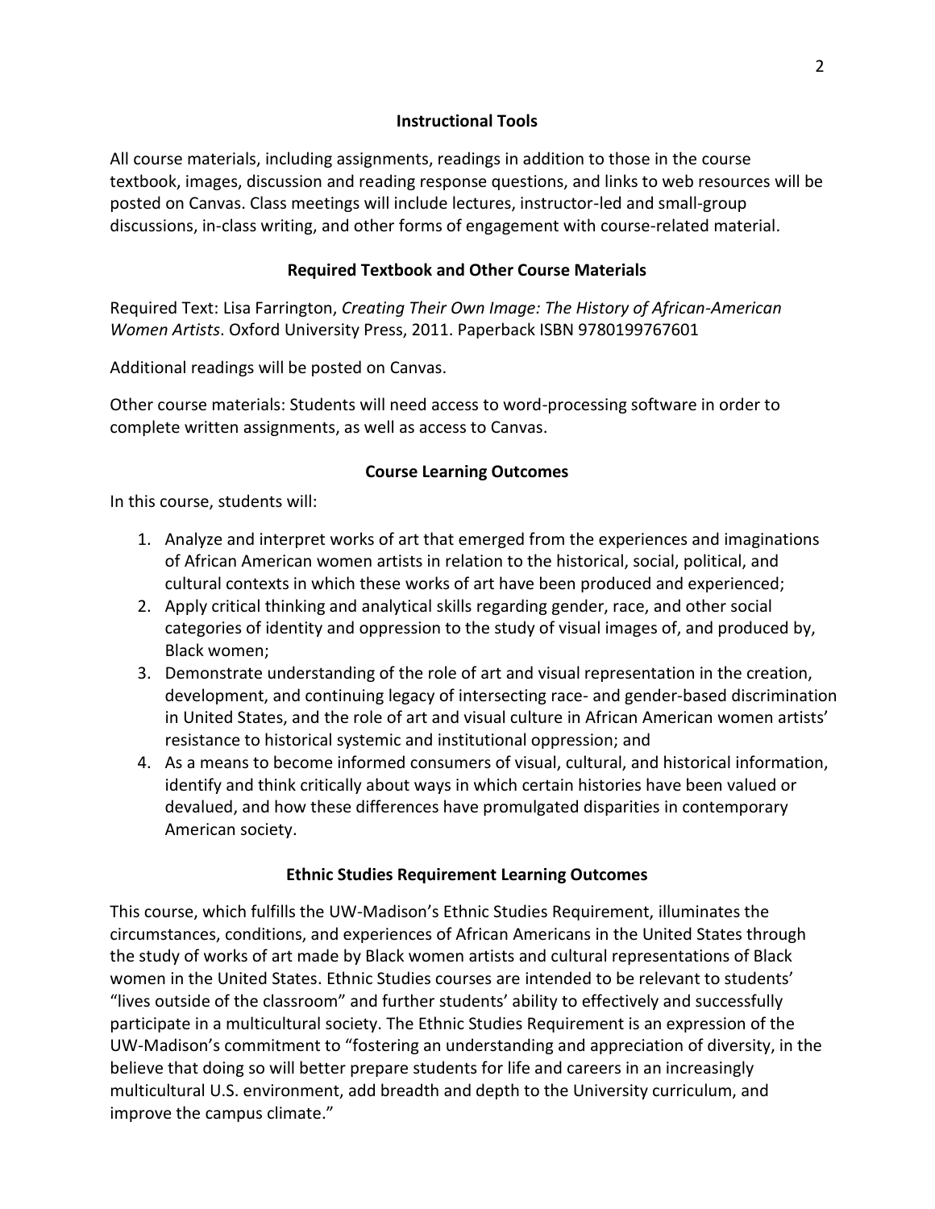## Instructional Tools

All course materials, including assignments, readings in addition to those in the course textbook, images, discussion and reading response questions, and links to web resources will be posted on Canvas. Class meetings will include lectures, instructor-led and small-group discussions, in-class writing, and other forms of engagement with course-related material.

## Required Textbook and Other Course Materials

Required Text: Lisa Farrington, *Creating Their Own Image: The History of African-American Women Artists*. Oxford University Press, 2011. Paperback ISBN 9780199767601

Additional readings will be posted on Canvas.

Other course materials: Students will need access to word-processing software in order to complete written assignments, as well as access to Canvas.

## Course Learning Outcomes

In this course, students will:

1. Analyze and interpret works of art that emerged from the experiences and imaginations of African American women artists in relation to the historical, social, political, and cultural contexts in which these works of art have been produced and experienced;
2. Apply critical thinking and analytical skills regarding gender, race, and other social categories of identity and oppression to the study of visual images of, and produced by, Black women;
3. Demonstrate understanding of the role of art and visual representation in the creation, development, and continuing legacy of intersecting race- and gender-based discrimination in United States, and the role of art and visual culture in African American women artists' resistance to historical systemic and institutional oppression; and
4. As a means to become informed consumers of visual, cultural, and historical information, identify and think critically about ways in which certain histories have been valued or devalued, and how these differences have promulgated disparities in contemporary American society.

## Ethnic Studies Requirement Learning Outcomes

This course, which fulfills the UW-Madison's Ethnic Studies Requirement, illuminates the circumstances, conditions, and experiences of African Americans in the United States through the study of works of art made by Black women artists and cultural representations of Black women in the United States. Ethnic Studies courses are intended to be relevant to students' "lives outside of the classroom" and further students' ability to effectively and successfully participate in a multicultural society. The Ethnic Studies Requirement is an expression of the UW-Madison's commitment to "fostering an understanding and appreciation of diversity, in the believe that doing so will better prepare students for life and careers in an increasingly multicultural U.S. environment, add breadth and depth to the University curriculum, and improve the campus climate."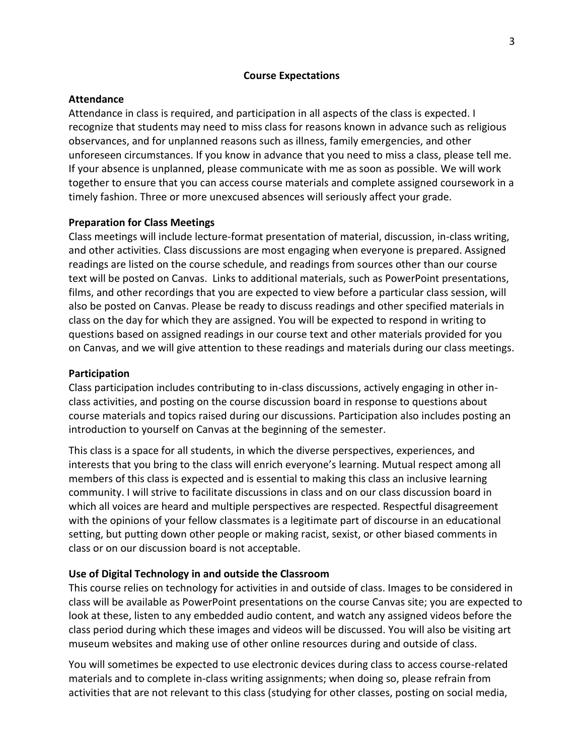## Course Expectations

### Attendance

Attendance in class is required, and participation in all aspects of the class is expected. I recognize that students may need to miss class for reasons known in advance such as religious observances, and for unplanned reasons such as illness, family emergencies, and other unforeseen circumstances. If you know in advance that you need to miss a class, please tell me. If your absence is unplanned, please communicate with me as soon as possible. We will work together to ensure that you can access course materials and complete assigned coursework in a timely fashion. Three or more unexcused absences will seriously affect your grade.

### Preparation for Class Meetings

Class meetings will include lecture-format presentation of material, discussion, in-class writing, and other activities. Class discussions are most engaging when everyone is prepared. Assigned readings are listed on the course schedule, and readings from sources other than our course text will be posted on Canvas. Links to additional materials, such as PowerPoint presentations, films, and other recordings that you are expected to view before a particular class session, will also be posted on Canvas. Please be ready to discuss readings and other specified materials in class on the day for which they are assigned. You will be expected to respond in writing to questions based on assigned readings in our course text and other materials provided for you on Canvas, and we will give attention to these readings and materials during our class meetings.

### Participation

Class participation includes contributing to in-class discussions, actively engaging in other in-class activities, and posting on the course discussion board in response to questions about course materials and topics raised during our discussions. Participation also includes posting an introduction to yourself on Canvas at the beginning of the semester.

This class is a space for all students, in which the diverse perspectives, experiences, and interests that you bring to the class will enrich everyone's learning. Mutual respect among all members of this class is expected and is essential to making this class an inclusive learning community. I will strive to facilitate discussions in class and on our class discussion board in which all voices are heard and multiple perspectives are respected. Respectful disagreement with the opinions of your fellow classmates is a legitimate part of discourse in an educational setting, but putting down other people or making racist, sexist, or other biased comments in class or on our discussion board is not acceptable.

### Use of Digital Technology in and outside the Classroom

This course relies on technology for activities in and outside of class. Images to be considered in class will be available as PowerPoint presentations on the course Canvas site; you are expected to look at these, listen to any embedded audio content, and watch any assigned videos before the class period during which these images and videos will be discussed. You will also be visiting art museum websites and making use of other online resources during and outside of class.

You will sometimes be expected to use electronic devices during class to access course-related materials and to complete in-class writing assignments; when doing so, please refrain from activities that are not relevant to this class (studying for other classes, posting on social media,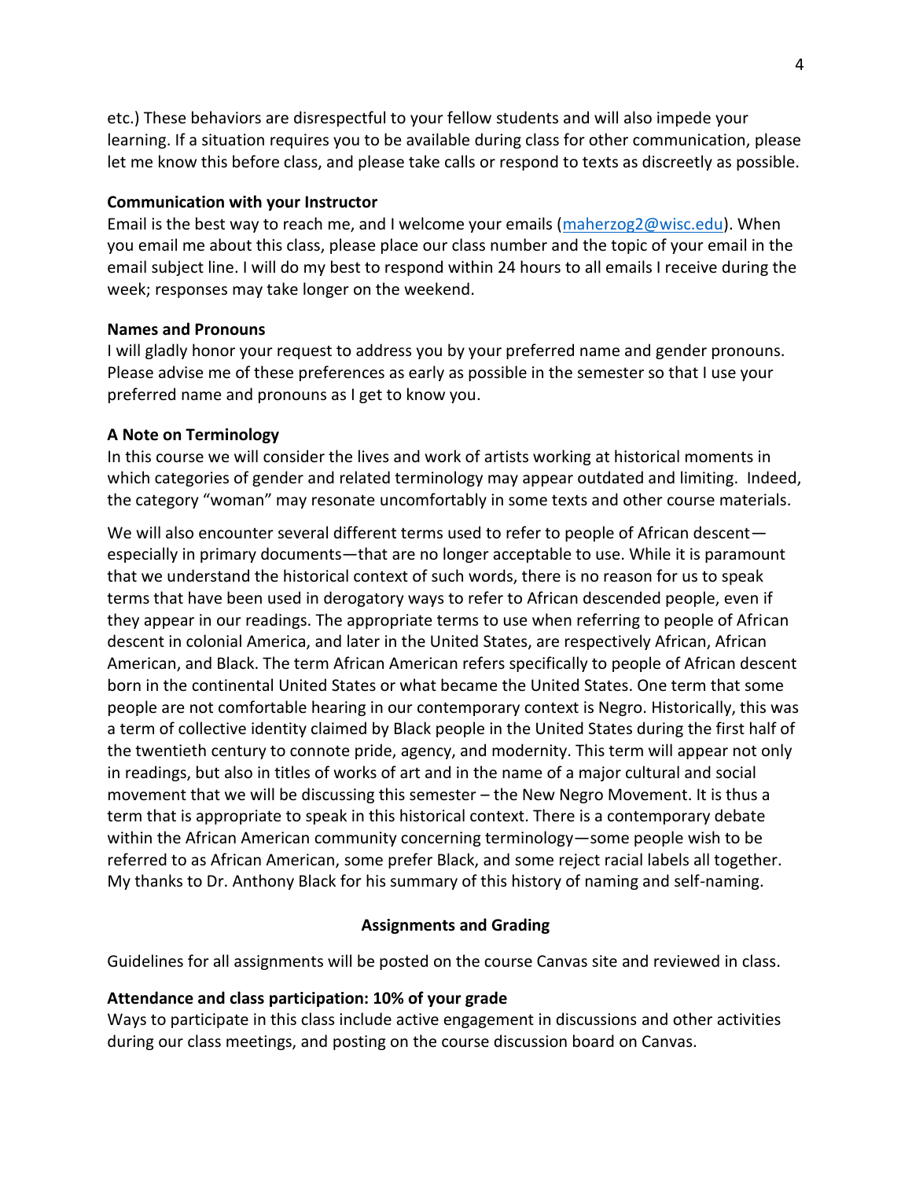etc.) These behaviors are disrespectful to your fellow students and will also impede your learning. If a situation requires you to be available during class for other communication, please let me know this before class, and please take calls or respond to texts as discreetly as possible.

**Communication with your Instructor**

Email is the best way to reach me, and I welcome your emails (maherzog2@wisc.edu). When you email me about this class, please place our class number and the topic of your email in the email subject line. I will do my best to respond within 24 hours to all emails I receive during the week; responses may take longer on the weekend.

**Names and Pronouns**

I will gladly honor your request to address you by your preferred name and gender pronouns. Please advise me of these preferences as early as possible in the semester so that I use your preferred name and pronouns as I get to know you.

**A Note on Terminology**

In this course we will consider the lives and work of artists working at historical moments in which categories of gender and related terminology may appear outdated and limiting. Indeed, the category "woman" may resonate uncomfortably in some texts and other course materials.

We will also encounter several different terms used to refer to people of African descent—especially in primary documents—that are no longer acceptable to use. While it is paramount that we understand the historical context of such words, there is no reason for us to speak terms that have been used in derogatory ways to refer to African descended people, even if they appear in our readings. The appropriate terms to use when referring to people of African descent in colonial America, and later in the United States, are respectively African, African American, and Black. The term African American refers specifically to people of African descent born in the continental United States or what became the United States. One term that some people are not comfortable hearing in our contemporary context is Negro. Historically, this was a term of collective identity claimed by Black people in the United States during the first half of the twentieth century to connote pride, agency, and modernity. This term will appear not only in readings, but also in titles of works of art and in the name of a major cultural and social movement that we will be discussing this semester – the New Negro Movement. It is thus a term that is appropriate to speak in this historical context. There is a contemporary debate within the African American community concerning terminology—some people wish to be referred to as African American, some prefer Black, and some reject racial labels all together. My thanks to Dr. Anthony Black for his summary of this history of naming and self-naming.

## Assignments and Grading

Guidelines for all assignments will be posted on the course Canvas site and reviewed in class.

**Attendance and class participation: 10% of your grade**

Ways to participate in this class include active engagement in discussions and other activities during our class meetings, and posting on the course discussion board on Canvas.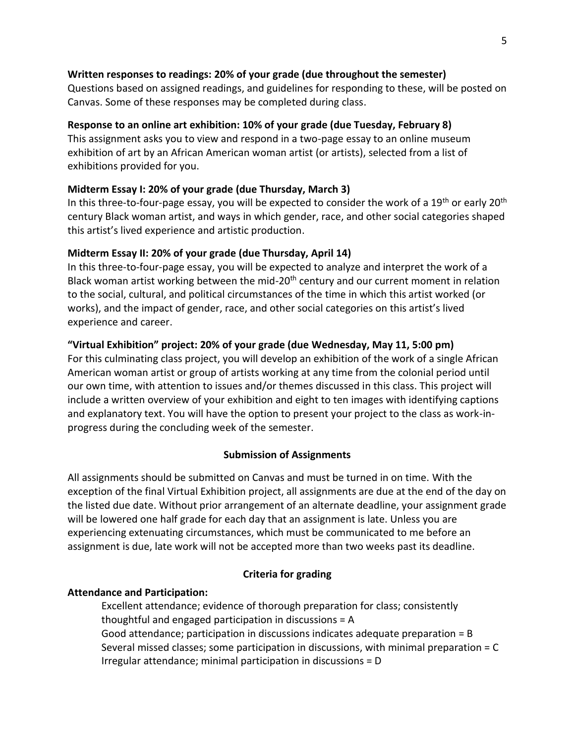**Written responses to readings: 20% of your grade (due throughout the semester)**

Questions based on assigned readings, and guidelines for responding to these, will be posted on Canvas. Some of these responses may be completed during class.

**Response to an online art exhibition: 10% of your grade (due Tuesday, February 8)**

This assignment asks you to view and respond in a two-page essay to an online museum exhibition of art by an African American woman artist (or artists), selected from a list of exhibitions provided for you.

**Midterm Essay I: 20% of your grade (due Thursday, March 3)**

In this three-to-four-page essay, you will be expected to consider the work of a 19th or early 20th century Black woman artist, and ways in which gender, race, and other social categories shaped this artist's lived experience and artistic production.

**Midterm Essay II: 20% of your grade (due Thursday, April 14)**

In this three-to-four-page essay, you will be expected to analyze and interpret the work of a Black woman artist working between the mid-20th century and our current moment in relation to the social, cultural, and political circumstances of the time in which this artist worked (or works), and the impact of gender, race, and other social categories on this artist's lived experience and career.

**"Virtual Exhibition" project: 20% of your grade (due Wednesday, May 11, 5:00 pm)**

For this culminating class project, you will develop an exhibition of the work of a single African American woman artist or group of artists working at any time from the colonial period until our own time, with attention to issues and/or themes discussed in this class. This project will include a written overview of your exhibition and eight to ten images with identifying captions and explanatory text. You will have the option to present your project to the class as work-in-progress during the concluding week of the semester.

## Submission of Assignments

All assignments should be submitted on Canvas and must be turned in on time. With the exception of the final Virtual Exhibition project, all assignments are due at the end of the day on the listed due date. Without prior arrangement of an alternate deadline, your assignment grade will be lowered one half grade for each day that an assignment is late. Unless you are experiencing extenuating circumstances, which must be communicated to me before an assignment is due, late work will not be accepted more than two weeks past its deadline.

## Criteria for grading

**Attendance and Participation:**

- Excellent attendance; evidence of thorough preparation for class; consistently thoughtful and engaged participation in discussions = A
- Good attendance; participation in discussions indicates adequate preparation = B
- Several missed classes; some participation in discussions, with minimal preparation = C
- Irregular attendance; minimal participation in discussions = D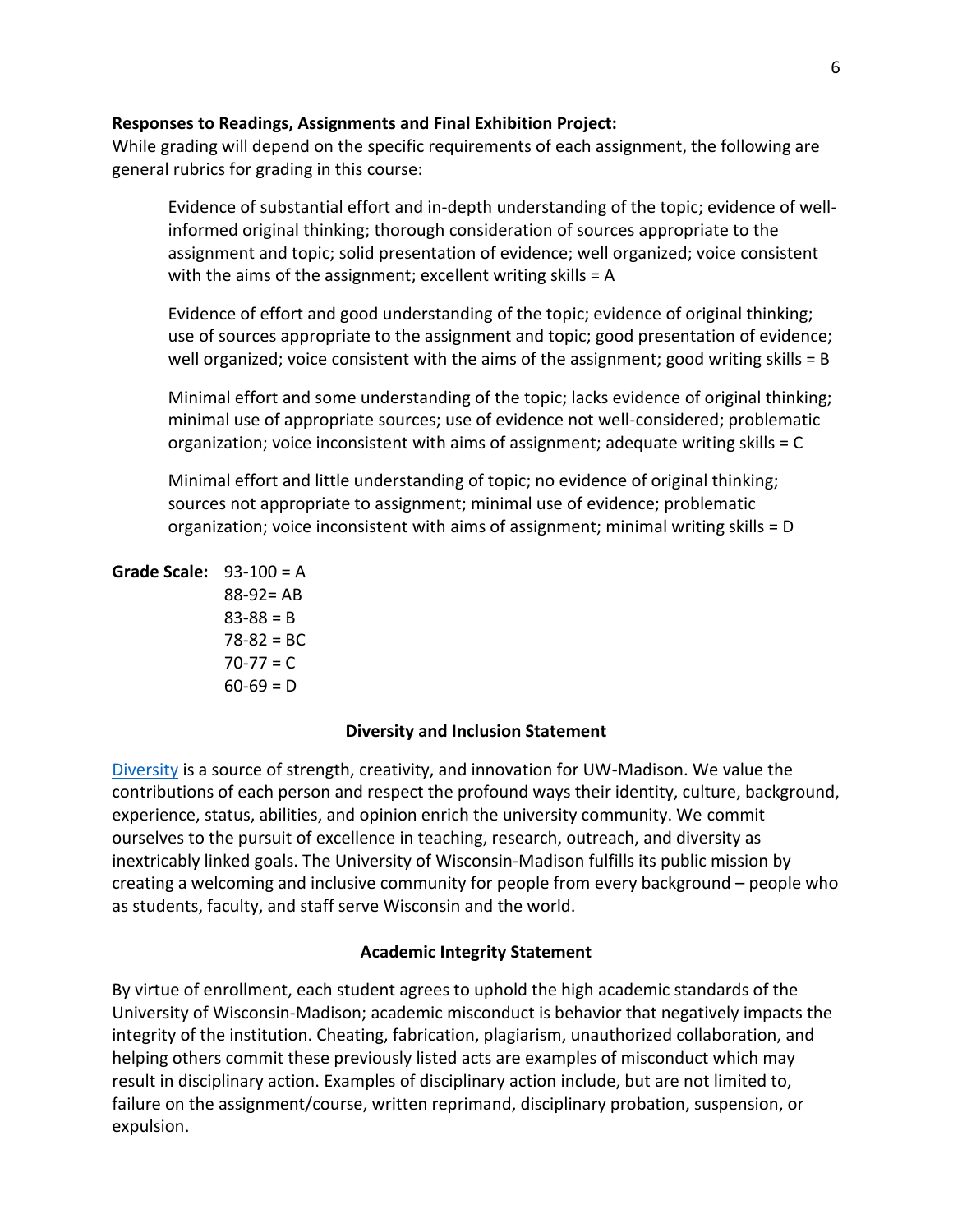**Responses to Readings, Assignments and Final Exhibition Project:**
While grading will depend on the specific requirements of each assignment, the following are general rubrics for grading in this course:

> Evidence of substantial effort and in-depth understanding of the topic; evidence of well-informed original thinking; thorough consideration of sources appropriate to the assignment and topic; solid presentation of evidence; well organized; voice consistent with the aims of the assignment; excellent writing skills = A
>
> Evidence of effort and good understanding of the topic; evidence of original thinking; use of sources appropriate to the assignment and topic; good presentation of evidence; well organized; voice consistent with the aims of the assignment; good writing skills = B
>
> Minimal effort and some understanding of the topic; lacks evidence of original thinking; minimal use of appropriate sources; use of evidence not well-considered; problematic organization; voice inconsistent with aims of assignment; adequate writing skills = C
>
> Minimal effort and little understanding of topic; no evidence of original thinking; sources not appropriate to assignment; minimal use of evidence; problematic organization; voice inconsistent with aims of assignment; minimal writing skills = D

**Grade Scale:**
93-100 = A
88-92= AB
83-88 = B
78-82 = BC
70-77 = C
60-69 = D

## Diversity and Inclusion Statement

[Diversity] is a source of strength, creativity, and innovation for UW-Madison. We value the contributions of each person and respect the profound ways their identity, culture, background, experience, status, abilities, and opinion enrich the university community. We commit ourselves to the pursuit of excellence in teaching, research, outreach, and diversity as inextricably linked goals. The University of Wisconsin-Madison fulfills its public mission by creating a welcoming and inclusive community for people from every background – people who as students, faculty, and staff serve Wisconsin and the world.

## Academic Integrity Statement

By virtue of enrollment, each student agrees to uphold the high academic standards of the University of Wisconsin-Madison; academic misconduct is behavior that negatively impacts the integrity of the institution. Cheating, fabrication, plagiarism, unauthorized collaboration, and helping others commit these previously listed acts are examples of misconduct which may result in disciplinary action. Examples of disciplinary action include, but are not limited to, failure on the assignment/course, written reprimand, disciplinary probation, suspension, or expulsion.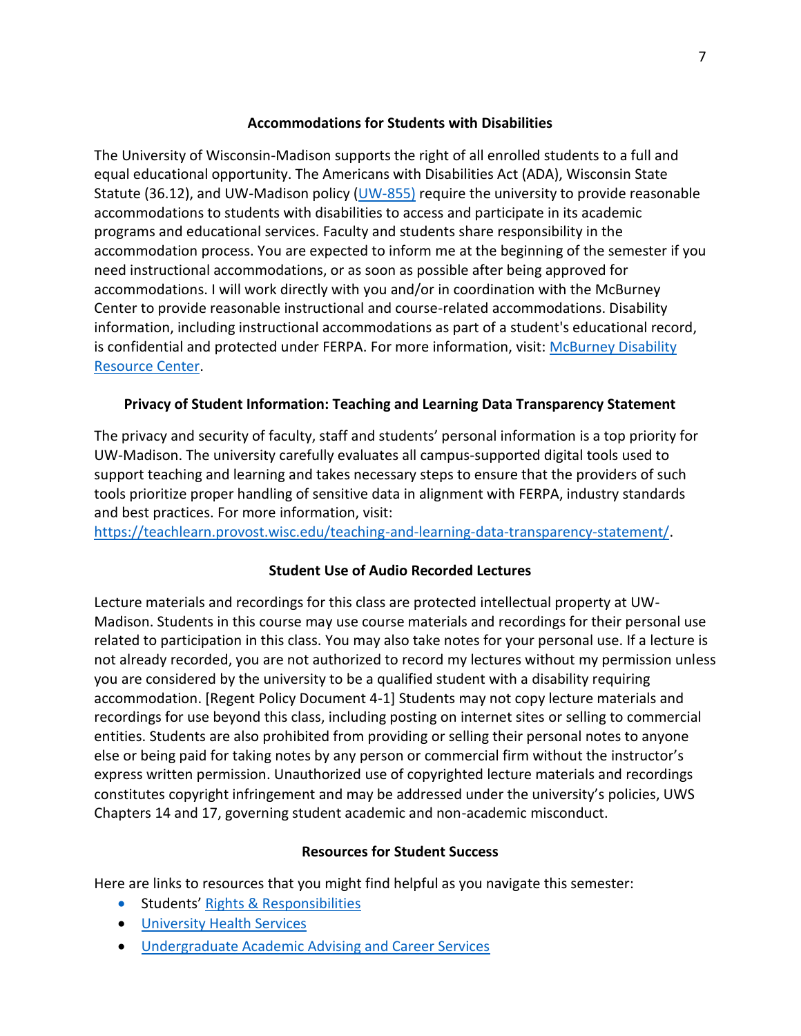### Accommodations for Students with Disabilities

The University of Wisconsin-Madison supports the right of all enrolled students to a full and equal educational opportunity. The Americans with Disabilities Act (ADA), Wisconsin State Statute (36.12), and UW-Madison policy (UW-855) require the university to provide reasonable accommodations to students with disabilities to access and participate in its academic programs and educational services. Faculty and students share responsibility in the accommodation process. You are expected to inform me at the beginning of the semester if you need instructional accommodations, or as soon as possible after being approved for accommodations. I will work directly with you and/or in coordination with the McBurney Center to provide reasonable instructional and course-related accommodations. Disability information, including instructional accommodations as part of a student's educational record, is confidential and protected under FERPA. For more information, visit: McBurney Disability Resource Center.

### Privacy of Student Information: Teaching and Learning Data Transparency Statement

The privacy and security of faculty, staff and students' personal information is a top priority for UW-Madison. The university carefully evaluates all campus-supported digital tools used to support teaching and learning and takes necessary steps to ensure that the providers of such tools prioritize proper handling of sensitive data in alignment with FERPA, industry standards and best practices. For more information, visit: https://teachlearn.provost.wisc.edu/teaching-and-learning-data-transparency-statement/.

### Student Use of Audio Recorded Lectures

Lecture materials and recordings for this class are protected intellectual property at UW-Madison. Students in this course may use course materials and recordings for their personal use related to participation in this class. You may also take notes for your personal use. If a lecture is not already recorded, you are not authorized to record my lectures without my permission unless you are considered by the university to be a qualified student with a disability requiring accommodation. [Regent Policy Document 4-1] Students may not copy lecture materials and recordings for use beyond this class, including posting on internet sites or selling to commercial entities. Students are also prohibited from providing or selling their personal notes to anyone else or being paid for taking notes by any person or commercial firm without the instructor's express written permission. Unauthorized use of copyrighted lecture materials and recordings constitutes copyright infringement and may be addressed under the university's policies, UWS Chapters 14 and 17, governing student academic and non-academic misconduct.

### Resources for Student Success

Here are links to resources that you might find helpful as you navigate this semester:

- Students' Rights & Responsibilities
- University Health Services
- Undergraduate Academic Advising and Career Services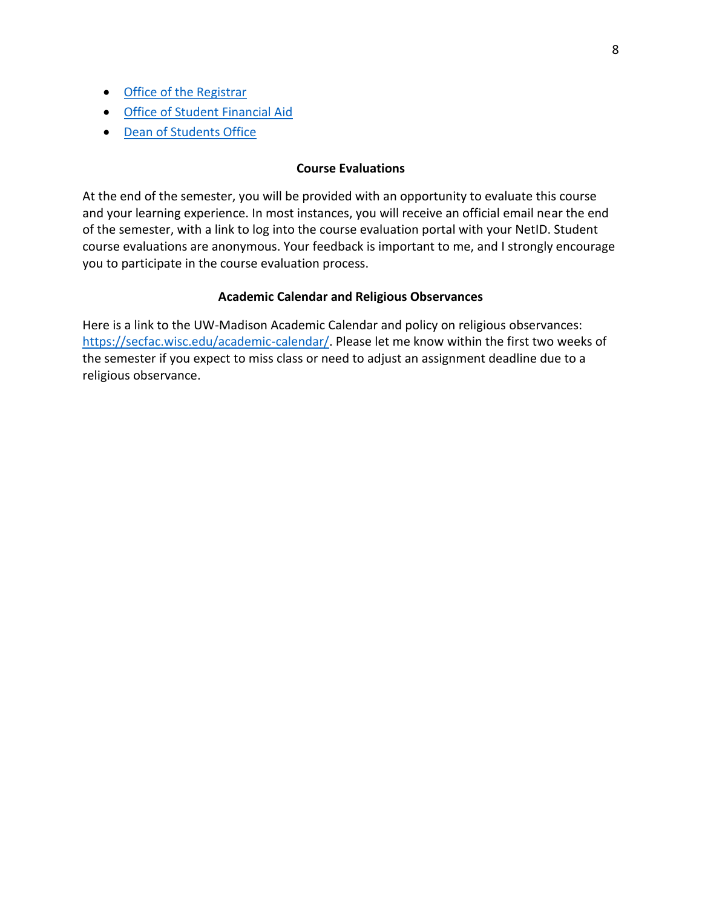- [Office of the Registrar]()
- [Office of Student Financial Aid]()
- [Dean of Students Office]()

### Course Evaluations

At the end of the semester, you will be provided with an opportunity to evaluate this course and your learning experience. In most instances, you will receive an official email near the end of the semester, with a link to log into the course evaluation portal with your NetID. Student course evaluations are anonymous. Your feedback is important to me, and I strongly encourage you to participate in the course evaluation process.

### Academic Calendar and Religious Observances

Here is a link to the UW-Madison Academic Calendar and policy on religious observances: [https://secfac.wisc.edu/academic-calendar/](https://secfac.wisc.edu/academic-calendar/). Please let me know within the first two weeks of the semester if you expect to miss class or need to adjust an assignment deadline due to a religious observance.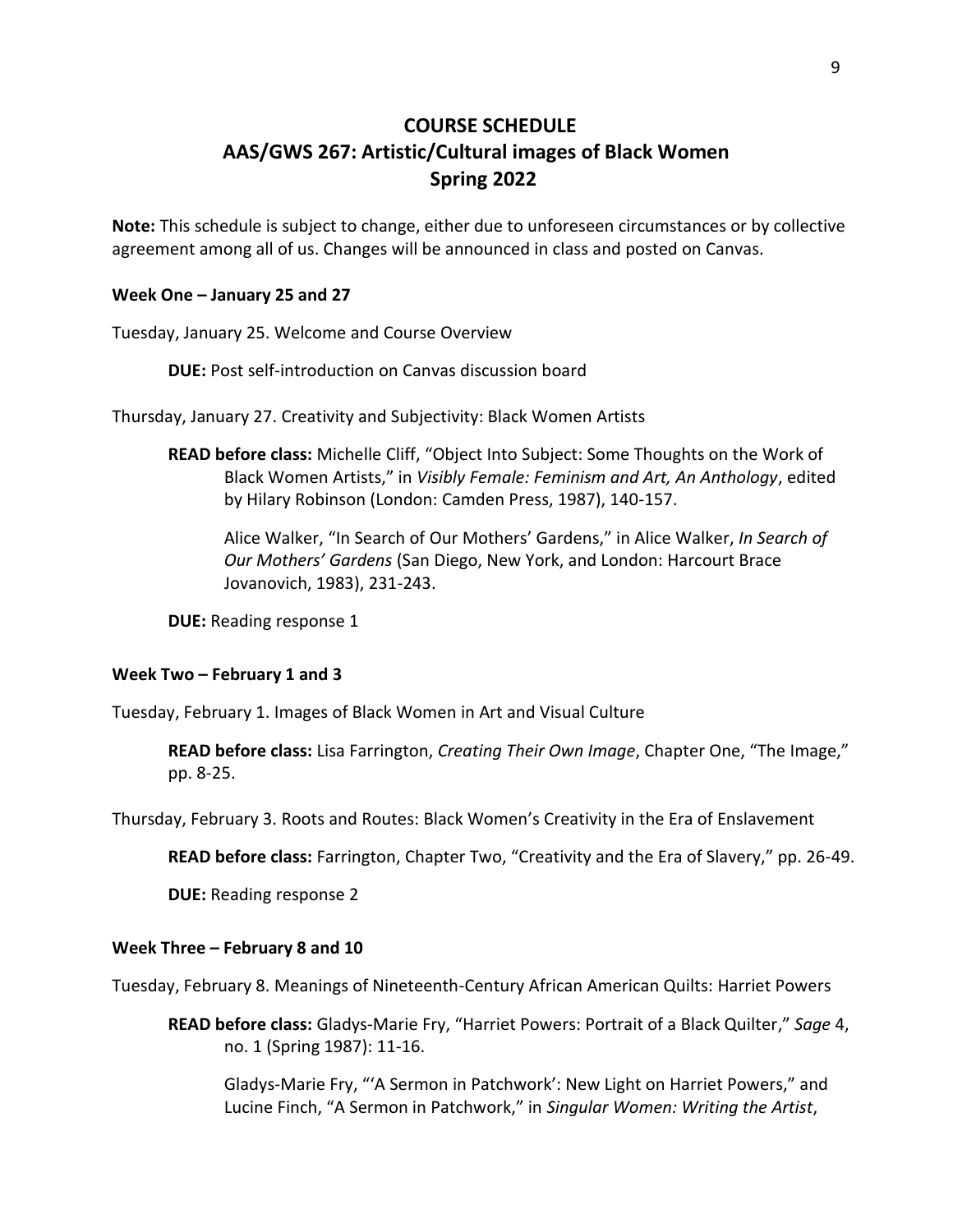# COURSE SCHEDULE
# AAS/GWS 267: Artistic/Cultural images of Black Women
# Spring 2022

**Note:** This schedule is subject to change, either due to unforeseen circumstances or by collective agreement among all of us. Changes will be announced in class and posted on Canvas.

### Week One – January 25 and 27

Tuesday, January 25. Welcome and Course Overview

> **DUE:** Post self-introduction on Canvas discussion board

Thursday, January 27. Creativity and Subjectivity: Black Women Artists

> **READ before class:** Michelle Cliff, "Object Into Subject: Some Thoughts on the Work of Black Women Artists," in *Visibly Female: Feminism and Art, An Anthology*, edited by Hilary Robinson (London: Camden Press, 1987), 140-157.
>
> Alice Walker, "In Search of Our Mothers' Gardens," in Alice Walker, *In Search of Our Mothers' Gardens* (San Diego, New York, and London: Harcourt Brace Jovanovich, 1983), 231-243.
>
> **DUE:** Reading response 1

### Week Two – February 1 and 3

Tuesday, February 1. Images of Black Women in Art and Visual Culture

> **READ before class:** Lisa Farrington, *Creating Their Own Image*, Chapter One, "The Image," pp. 8-25.

Thursday, February 3. Roots and Routes: Black Women's Creativity in the Era of Enslavement

> **READ before class:** Farrington, Chapter Two, "Creativity and the Era of Slavery," pp. 26-49.
>
> **DUE:** Reading response 2

### Week Three – February 8 and 10

Tuesday, February 8. Meanings of Nineteenth-Century African American Quilts: Harriet Powers

> **READ before class:** Gladys-Marie Fry, "Harriet Powers: Portrait of a Black Quilter," *Sage* 4, no. 1 (Spring 1987): 11-16.
>
> Gladys-Marie Fry, "'A Sermon in Patchwork': New Light on Harriet Powers," and Lucine Finch, "A Sermon in Patchwork," in *Singular Women: Writing the Artist*,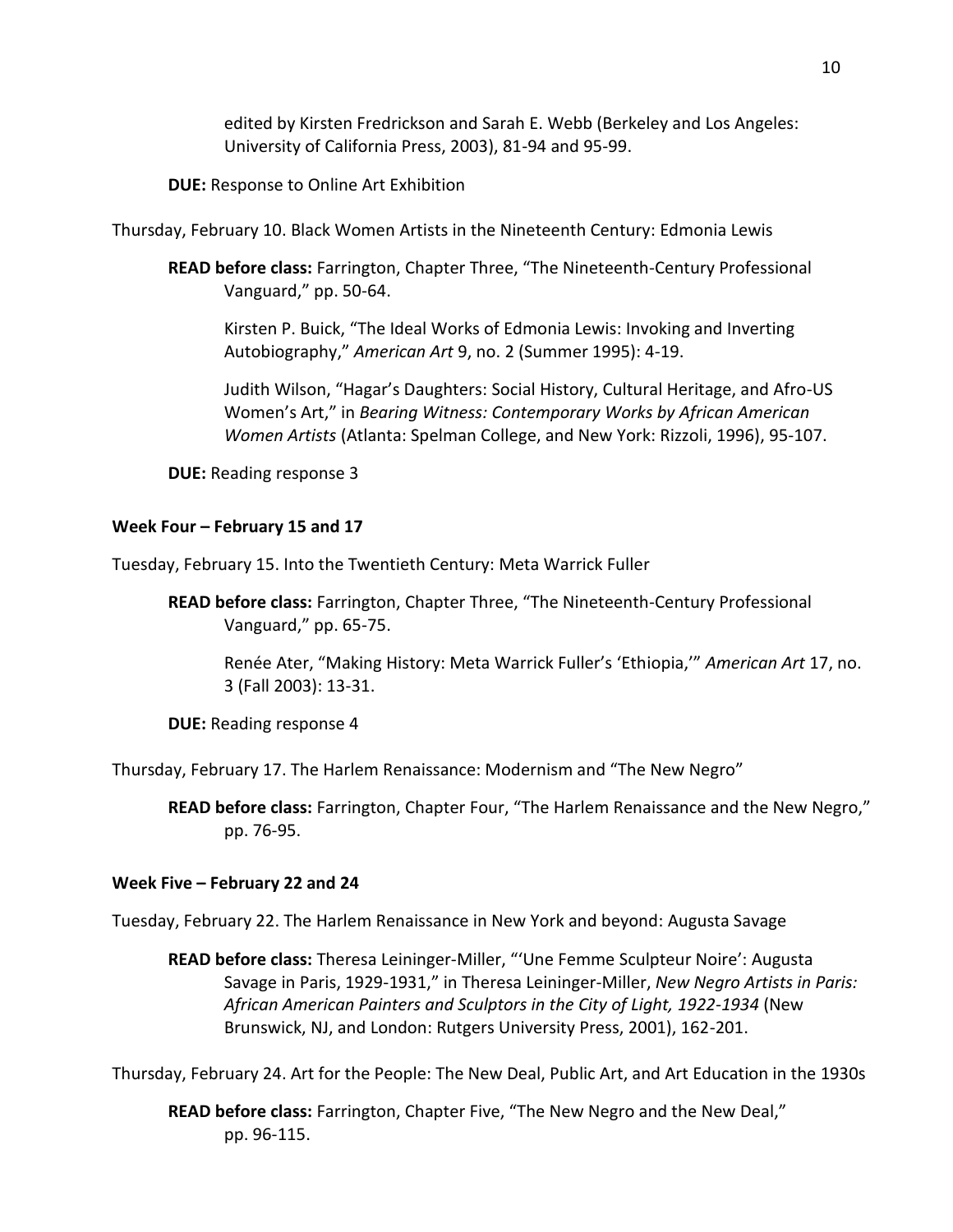edited by Kirsten Fredrickson and Sarah E. Webb (Berkeley and Los Angeles: University of California Press, 2003), 81-94 and 95-99.

**DUE:** Response to Online Art Exhibition

Thursday, February 10. Black Women Artists in the Nineteenth Century: Edmonia Lewis

**READ before class:** Farrington, Chapter Three, "The Nineteenth-Century Professional Vanguard," pp. 50-64.

Kirsten P. Buick, "The Ideal Works of Edmonia Lewis: Invoking and Inverting Autobiography," *American Art* 9, no. 2 (Summer 1995): 4-19.

Judith Wilson, "Hagar's Daughters: Social History, Cultural Heritage, and Afro-US Women's Art," in *Bearing Witness: Contemporary Works by African American Women Artists* (Atlanta: Spelman College, and New York: Rizzoli, 1996), 95-107.

**DUE:** Reading response 3

**Week Four – February 15 and 17**

Tuesday, February 15. Into the Twentieth Century: Meta Warrick Fuller

**READ before class:** Farrington, Chapter Three, "The Nineteenth-Century Professional Vanguard," pp. 65-75.

Renée Ater, "Making History: Meta Warrick Fuller's 'Ethiopia,'" *American Art* 17, no. 3 (Fall 2003): 13-31.

**DUE:** Reading response 4

Thursday, February 17. The Harlem Renaissance: Modernism and "The New Negro"

**READ before class:** Farrington, Chapter Four, "The Harlem Renaissance and the New Negro," pp. 76-95.

**Week Five – February 22 and 24**

Tuesday, February 22. The Harlem Renaissance in New York and beyond: Augusta Savage

**READ before class:** Theresa Leininger-Miller, "'Une Femme Sculpteur Noire': Augusta Savage in Paris, 1929-1931," in Theresa Leininger-Miller, *New Negro Artists in Paris: African American Painters and Sculptors in the City of Light, 1922-1934* (New Brunswick, NJ, and London: Rutgers University Press, 2001), 162-201.

Thursday, February 24. Art for the People: The New Deal, Public Art, and Art Education in the 1930s

**READ before class:** Farrington, Chapter Five, "The New Negro and the New Deal," pp. 96-115.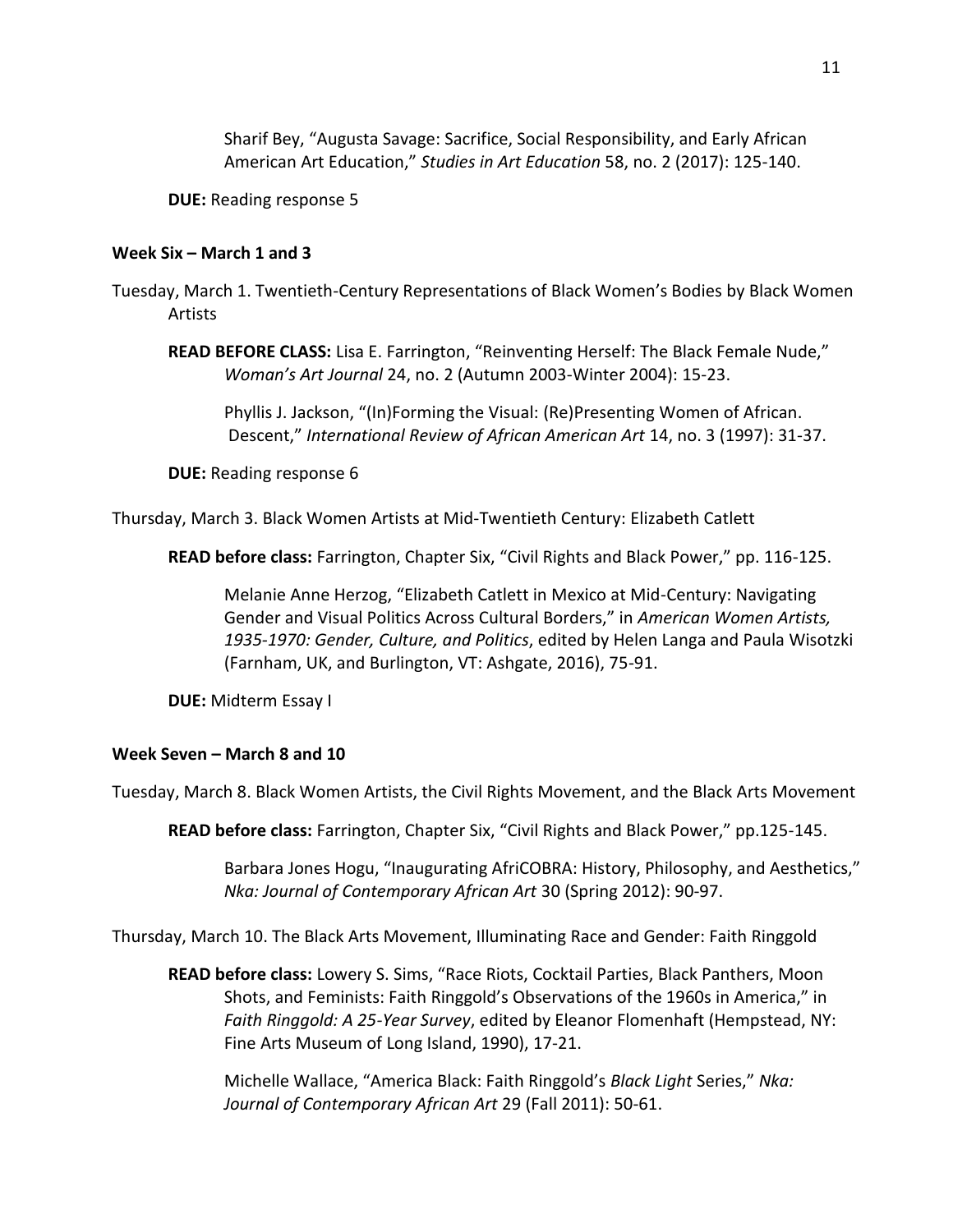Sharif Bey, "Augusta Savage: Sacrifice, Social Responsibility, and Early African American Art Education," *Studies in Art Education* 58, no. 2 (2017): 125-140.

**DUE:** Reading response 5

### Week Six – March 1 and 3

Tuesday, March 1. Twentieth-Century Representations of Black Women's Bodies by Black Women Artists

**READ BEFORE CLASS:** Lisa E. Farrington, "Reinventing Herself: The Black Female Nude," *Woman's Art Journal* 24, no. 2 (Autumn 2003-Winter 2004): 15-23.

Phyllis J. Jackson, "(In)Forming the Visual: (Re)Presenting Women of African. Descent," *International Review of African American Art* 14, no. 3 (1997): 31-37.

**DUE:** Reading response 6

Thursday, March 3. Black Women Artists at Mid-Twentieth Century: Elizabeth Catlett

**READ before class:** Farrington, Chapter Six, "Civil Rights and Black Power," pp. 116-125.

Melanie Anne Herzog, "Elizabeth Catlett in Mexico at Mid-Century: Navigating Gender and Visual Politics Across Cultural Borders," in *American Women Artists, 1935-1970: Gender, Culture, and Politics*, edited by Helen Langa and Paula Wisotzki (Farnham, UK, and Burlington, VT: Ashgate, 2016), 75-91.

**DUE:** Midterm Essay I

### Week Seven – March 8 and 10

Tuesday, March 8. Black Women Artists, the Civil Rights Movement, and the Black Arts Movement

**READ before class:** Farrington, Chapter Six, "Civil Rights and Black Power," pp.125-145.

Barbara Jones Hogu, "Inaugurating AfriCOBRA: History, Philosophy, and Aesthetics," *Nka: Journal of Contemporary African Art* 30 (Spring 2012): 90-97.

Thursday, March 10. The Black Arts Movement, Illuminating Race and Gender: Faith Ringgold

**READ before class:** Lowery S. Sims, "Race Riots, Cocktail Parties, Black Panthers, Moon Shots, and Feminists: Faith Ringgold's Observations of the 1960s in America," in *Faith Ringgold: A 25-Year Survey*, edited by Eleanor Flomenhaft (Hempstead, NY: Fine Arts Museum of Long Island, 1990), 17-21.

Michelle Wallace, "America Black: Faith Ringgold's *Black Light* Series," *Nka: Journal of Contemporary African Art* 29 (Fall 2011): 50-61.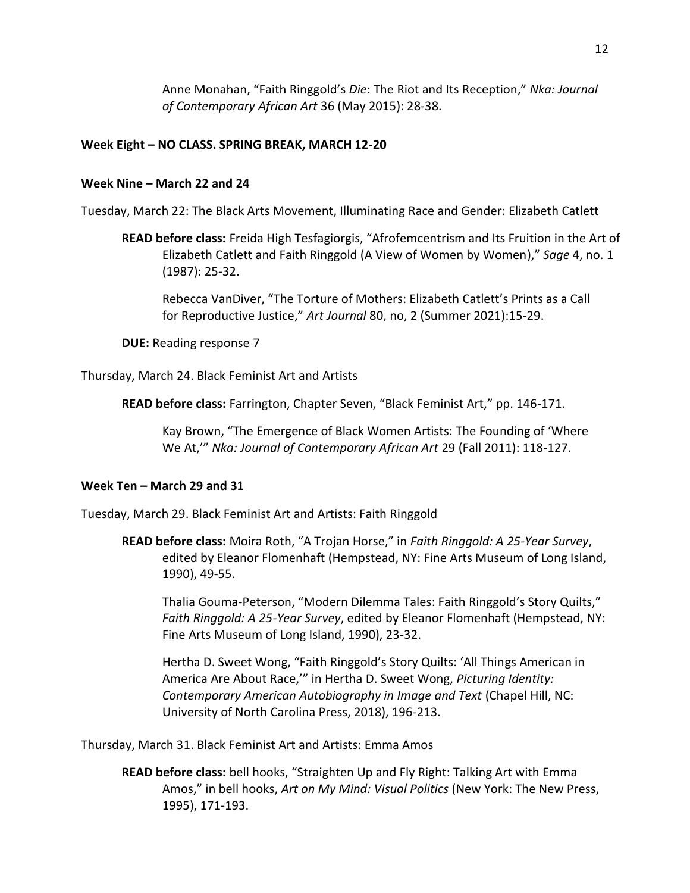Anne Monahan, "Faith Ringgold's *Die*: The Riot and Its Reception," *Nka: Journal of Contemporary African Art* 36 (May 2015): 28-38.

**Week Eight – NO CLASS. SPRING BREAK, MARCH 12-20**

**Week Nine – March 22 and 24**

Tuesday, March 22: The Black Arts Movement, Illuminating Race and Gender: Elizabeth Catlett

**READ before class:** Freida High Tesfagiorgis, "Afrofemcentrism and Its Fruition in the Art of Elizabeth Catlett and Faith Ringgold (A View of Women by Women)," *Sage* 4, no. 1 (1987): 25-32.

Rebecca VanDiver, "The Torture of Mothers: Elizabeth Catlett's Prints as a Call for Reproductive Justice," *Art Journal* 80, no, 2 (Summer 2021):15-29.

**DUE:** Reading response 7

Thursday, March 24. Black Feminist Art and Artists

**READ before class:** Farrington, Chapter Seven, "Black Feminist Art," pp. 146-171.

Kay Brown, "The Emergence of Black Women Artists: The Founding of 'Where We At,'" *Nka: Journal of Contemporary African Art* 29 (Fall 2011): 118-127.

**Week Ten – March 29 and 31**

Tuesday, March 29. Black Feminist Art and Artists: Faith Ringgold

**READ before class:** Moira Roth, "A Trojan Horse," in *Faith Ringgold: A 25-Year Survey*, edited by Eleanor Flomenhaft (Hempstead, NY: Fine Arts Museum of Long Island, 1990), 49-55.

Thalia Gouma-Peterson, "Modern Dilemma Tales: Faith Ringgold's Story Quilts," *Faith Ringgold: A 25-Year Survey*, edited by Eleanor Flomenhaft (Hempstead, NY: Fine Arts Museum of Long Island, 1990), 23-32.

Hertha D. Sweet Wong, "Faith Ringgold's Story Quilts: 'All Things American in America Are About Race,'" in Hertha D. Sweet Wong, *Picturing Identity: Contemporary American Autobiography in Image and Text* (Chapel Hill, NC: University of North Carolina Press, 2018), 196-213.

Thursday, March 31. Black Feminist Art and Artists: Emma Amos

**READ before class:** bell hooks, "Straighten Up and Fly Right: Talking Art with Emma Amos," in bell hooks, *Art on My Mind: Visual Politics* (New York: The New Press, 1995), 171-193.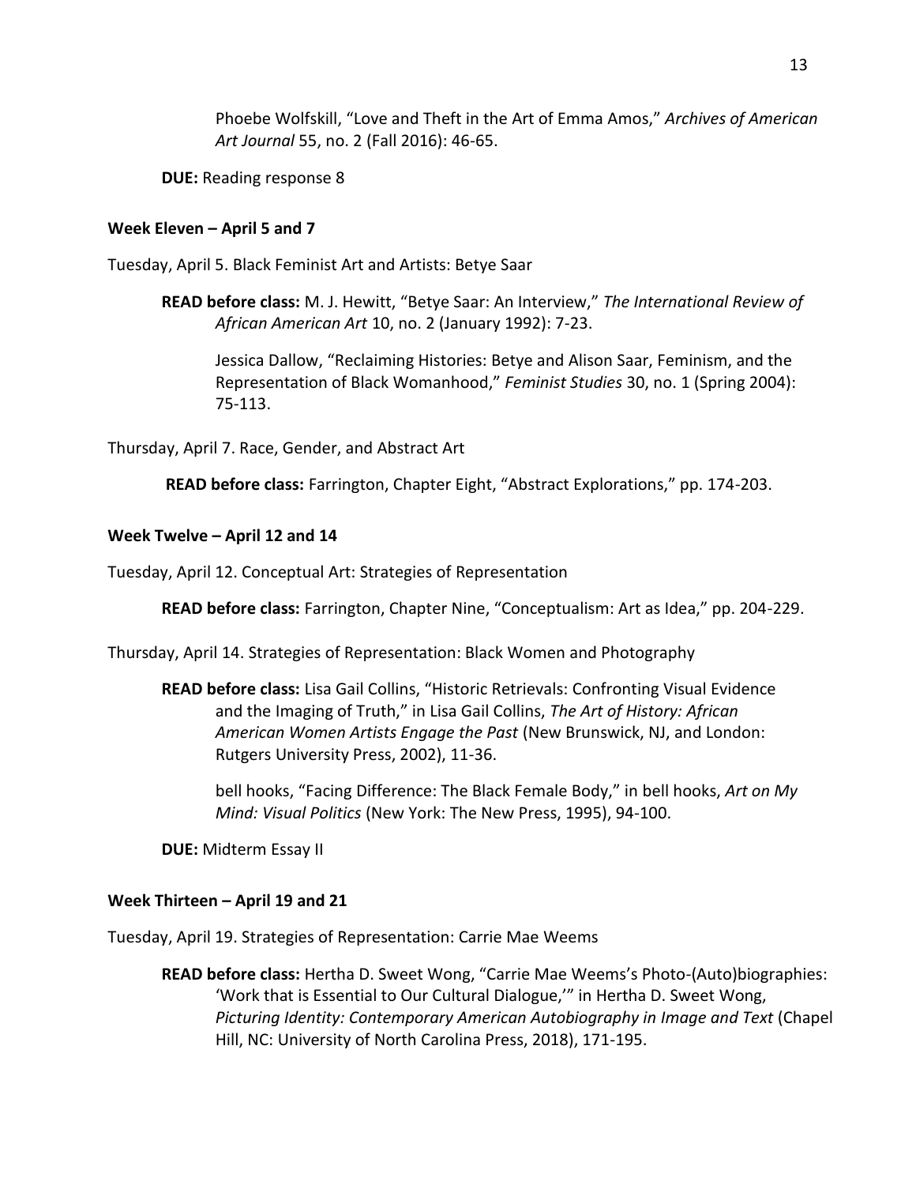Phoebe Wolfskill, "Love and Theft in the Art of Emma Amos," *Archives of American Art Journal* 55, no. 2 (Fall 2016): 46-65.

**DUE:** Reading response 8

**Week Eleven – April 5 and 7**

Tuesday, April 5. Black Feminist Art and Artists: Betye Saar

**READ before class:** M. J. Hewitt, "Betye Saar: An Interview," *The International Review of African American Art* 10, no. 2 (January 1992): 7-23.

Jessica Dallow, "Reclaiming Histories: Betye and Alison Saar, Feminism, and the Representation of Black Womanhood," *Feminist Studies* 30, no. 1 (Spring 2004): 75-113.

Thursday, April 7. Race, Gender, and Abstract Art

**READ before class:** Farrington, Chapter Eight, "Abstract Explorations," pp. 174-203.

**Week Twelve – April 12 and 14**

Tuesday, April 12. Conceptual Art: Strategies of Representation

**READ before class:** Farrington, Chapter Nine, "Conceptualism: Art as Idea," pp. 204-229.

Thursday, April 14. Strategies of Representation: Black Women and Photography

**READ before class:** Lisa Gail Collins, "Historic Retrievals: Confronting Visual Evidence and the Imaging of Truth," in Lisa Gail Collins, *The Art of History: African American Women Artists Engage the Past* (New Brunswick, NJ, and London: Rutgers University Press, 2002), 11-36.

bell hooks, "Facing Difference: The Black Female Body," in bell hooks, *Art on My Mind: Visual Politics* (New York: The New Press, 1995), 94-100.

**DUE:** Midterm Essay II

**Week Thirteen – April 19 and 21**

Tuesday, April 19. Strategies of Representation: Carrie Mae Weems

**READ before class:** Hertha D. Sweet Wong, "Carrie Mae Weems's Photo-(Auto)biographies: 'Work that is Essential to Our Cultural Dialogue,'" in Hertha D. Sweet Wong, *Picturing Identity: Contemporary American Autobiography in Image and Text* (Chapel Hill, NC: University of North Carolina Press, 2018), 171-195.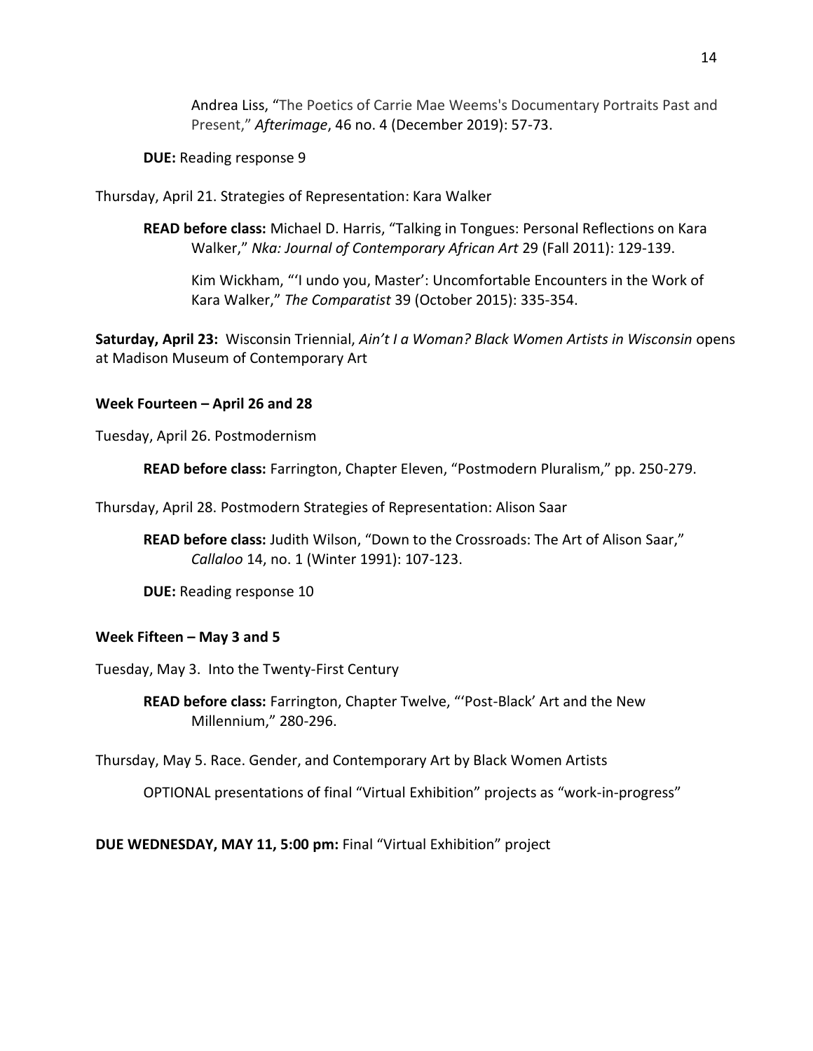Andrea Liss, "The Poetics of Carrie Mae Weems's Documentary Portraits Past and Present," *Afterimage*, 46 no. 4 (December 2019): 57-73.

**DUE:** Reading response 9

Thursday, April 21. Strategies of Representation: Kara Walker

**READ before class:** Michael D. Harris, "Talking in Tongues: Personal Reflections on Kara Walker," *Nka: Journal of Contemporary African Art* 29 (Fall 2011): 129-139.

Kim Wickham, "'I undo you, Master': Uncomfortable Encounters in the Work of Kara Walker," *The Comparatist* 39 (October 2015): 335-354.

**Saturday, April 23:** Wisconsin Triennial, *Ain't I a Woman? Black Women Artists in Wisconsin* opens at Madison Museum of Contemporary Art

**Week Fourteen – April 26 and 28**

Tuesday, April 26. Postmodernism

**READ before class:** Farrington, Chapter Eleven, "Postmodern Pluralism," pp. 250-279.

Thursday, April 28. Postmodern Strategies of Representation: Alison Saar

**READ before class:** Judith Wilson, "Down to the Crossroads: The Art of Alison Saar," *Callaloo* 14, no. 1 (Winter 1991): 107-123.

**DUE:** Reading response 10

**Week Fifteen – May 3 and 5**

Tuesday, May 3. Into the Twenty-First Century

**READ before class:** Farrington, Chapter Twelve, "'Post-Black' Art and the New Millennium," 280-296.

Thursday, May 5. Race. Gender, and Contemporary Art by Black Women Artists

OPTIONAL presentations of final "Virtual Exhibition" projects as "work-in-progress"

**DUE WEDNESDAY, MAY 11, 5:00 pm:** Final "Virtual Exhibition" project